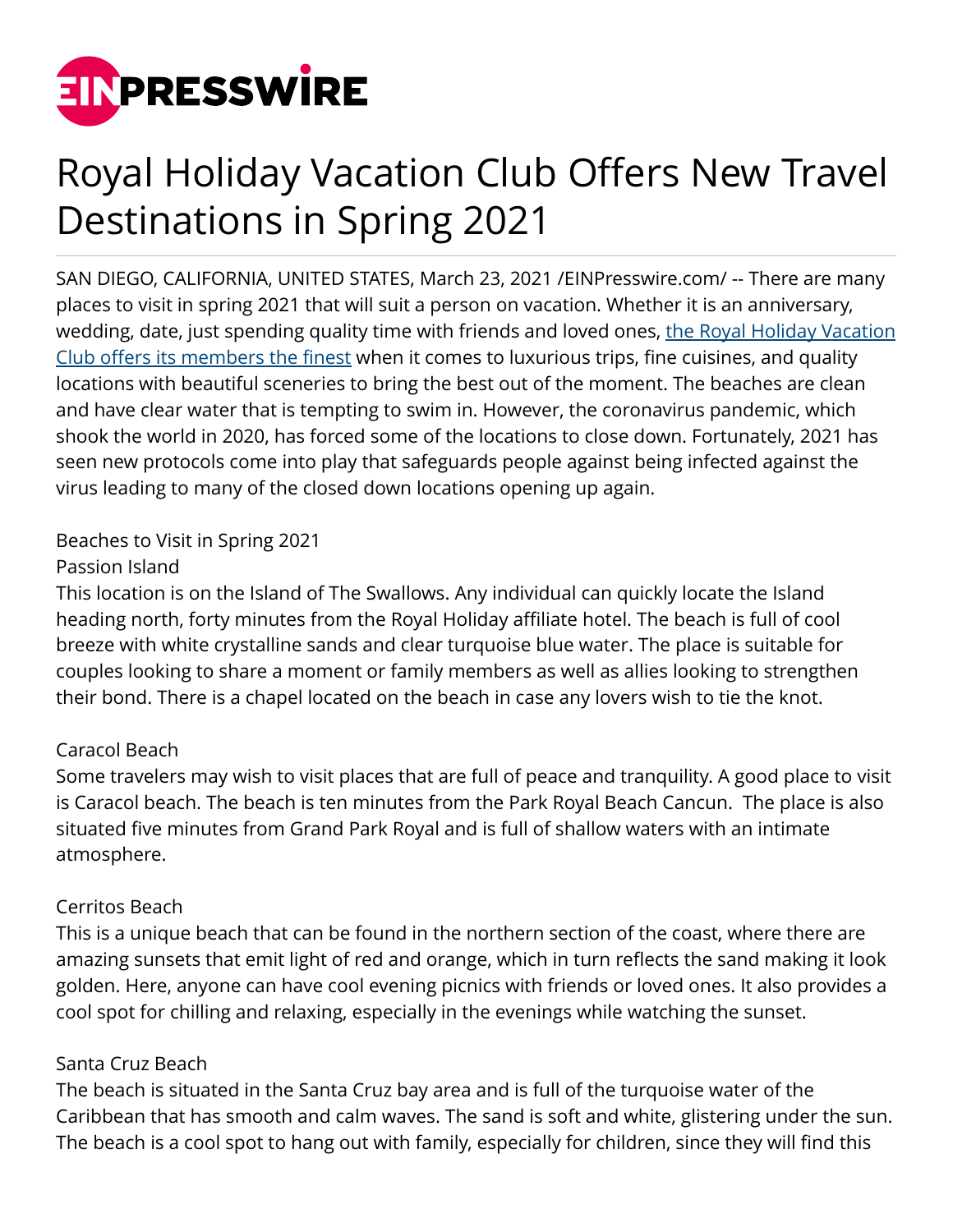# Royal Holiday Vacation Club Offers New Travel Destinations in Spring 2021

SAN DIEGO, CALIFORNIA, UNITED STATES, March 23, 2021 /EINPresswire.com/ -- There are many places to visit in spring 2021 that will suit a person on vacation. Whether it is an anniversary, wedding, date, just spending quality time with friends and loved ones, [the Royal Holiday Vacation Club offers its members the finest]() when it comes to luxurious trips, fine cuisines, and quality locations with beautiful sceneries to bring the best out of the moment. The beaches are clean and have clear water that is tempting to swim in. However, the coronavirus pandemic, which shook the world in 2020, has forced some of the locations to close down. Fortunately, 2021 has seen new protocols come into play that safeguards people against being infected against the virus leading to many of the closed down locations opening up again.

Beaches to Visit in Spring 2021

Passion Island

This location is on the Island of The Swallows. Any individual can quickly locate the Island heading north, forty minutes from the Royal Holiday affiliate hotel. The beach is full of cool breeze with white crystalline sands and clear turquoise blue water. The place is suitable for couples looking to share a moment or family members as well as allies looking to strengthen their bond. There is a chapel located on the beach in case any lovers wish to tie the knot.

Caracol Beach

Some travelers may wish to visit places that are full of peace and tranquility. A good place to visit is Caracol beach. The beach is ten minutes from the Park Royal Beach Cancun. The place is also situated five minutes from Grand Park Royal and is full of shallow waters with an intimate atmosphere.

Cerritos Beach

This is a unique beach that can be found in the northern section of the coast, where there are amazing sunsets that emit light of red and orange, which in turn reflects the sand making it look golden. Here, anyone can have cool evening picnics with friends or loved ones. It also provides a cool spot for chilling and relaxing, especially in the evenings while watching the sunset.

Santa Cruz Beach

The beach is situated in the Santa Cruz bay area and is full of the turquoise water of the Caribbean that has smooth and calm waves. The sand is soft and white, glistering under the sun. The beach is a cool spot to hang out with family, especially for children, since they will find this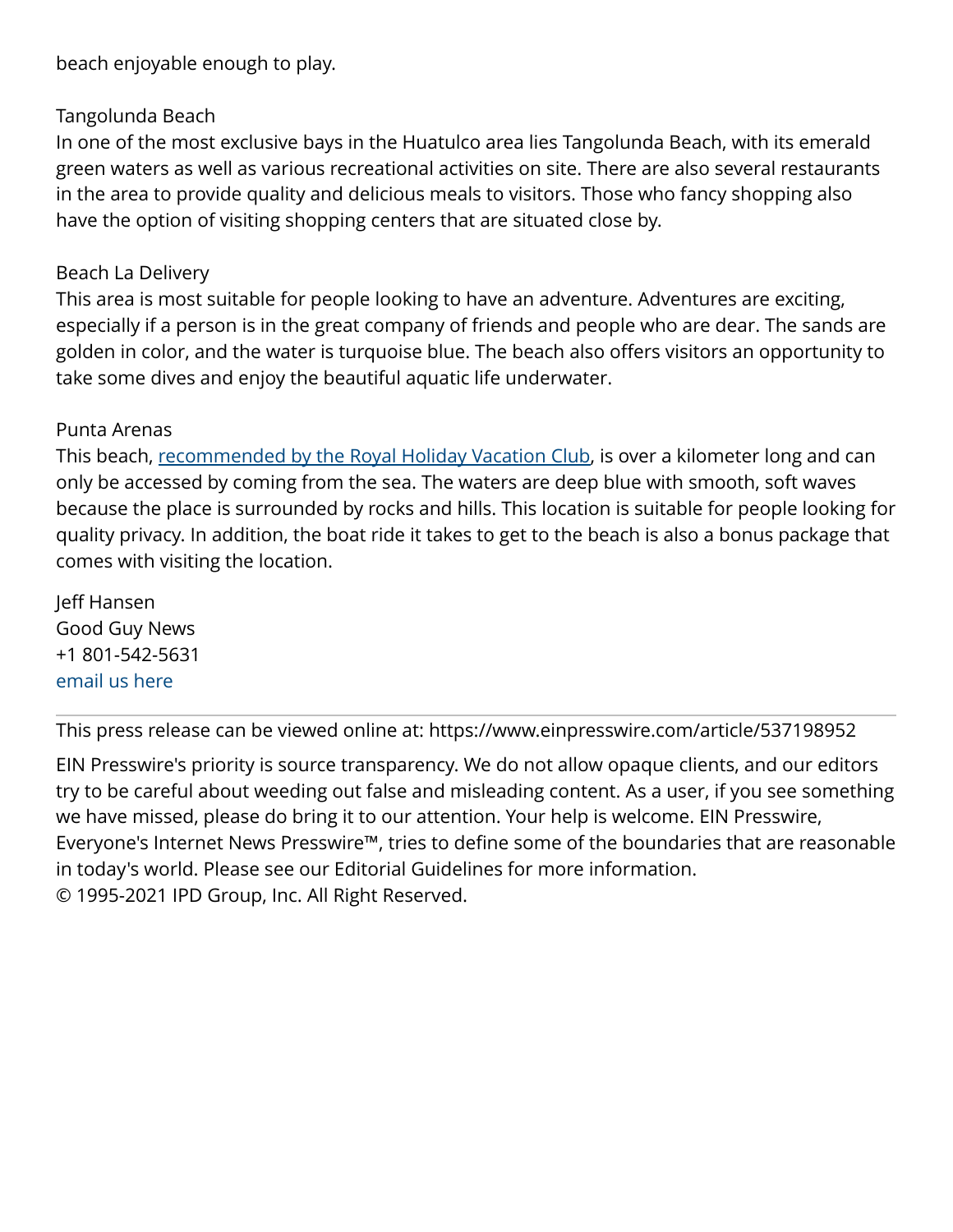beach enjoyable enough to play.

Tangolunda Beach
In one of the most exclusive bays in the Huatulco area lies Tangolunda Beach, with its emerald green waters as well as various recreational activities on site. There are also several restaurants in the area to provide quality and delicious meals to visitors. Those who fancy shopping also have the option of visiting shopping centers that are situated close by.

Beach La Delivery
This area is most suitable for people looking to have an adventure. Adventures are exciting, especially if a person is in the great company of friends and people who are dear. The sands are golden in color, and the water is turquoise blue. The beach also offers visitors an opportunity to take some dives and enjoy the beautiful aquatic life underwater.

Punta Arenas
This beach, recommended by the Royal Holiday Vacation Club, is over a kilometer long and can only be accessed by coming from the sea. The waters are deep blue with smooth, soft waves because the place is surrounded by rocks and hills. This location is suitable for people looking for quality privacy. In addition, the boat ride it takes to get to the beach is also a bonus package that comes with visiting the location.

Jeff Hansen
Good Guy News
+1 801-542-5631
email us here

---

This press release can be viewed online at: https://www.einpresswire.com/article/537198952

EIN Presswire's priority is source transparency. We do not allow opaque clients, and our editors try to be careful about weeding out false and misleading content. As a user, if you see something we have missed, please do bring it to our attention. Your help is welcome. EIN Presswire, Everyone's Internet News Presswire™, tries to define some of the boundaries that are reasonable in today's world. Please see our Editorial Guidelines for more information.
© 1995-2021 IPD Group, Inc. All Right Reserved.